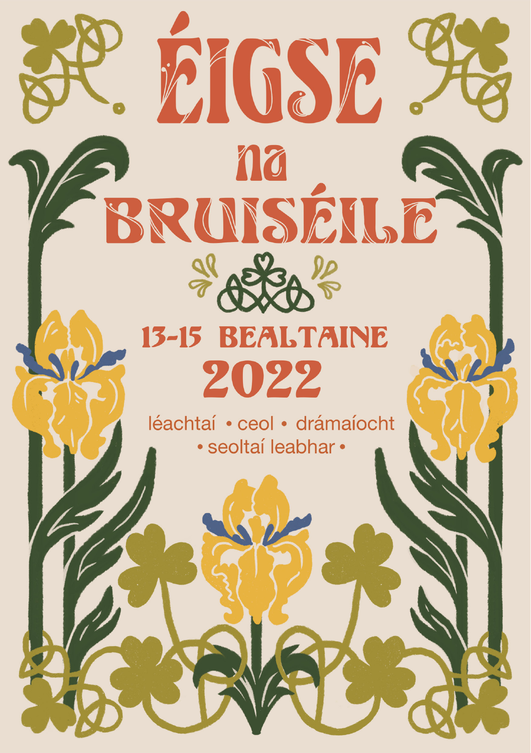# ÉIGSE na BRUISÉILE

## 13-15 BEALTAINE 2022

léachtaí • ceol • drámaíocht • seoltaí leabhar •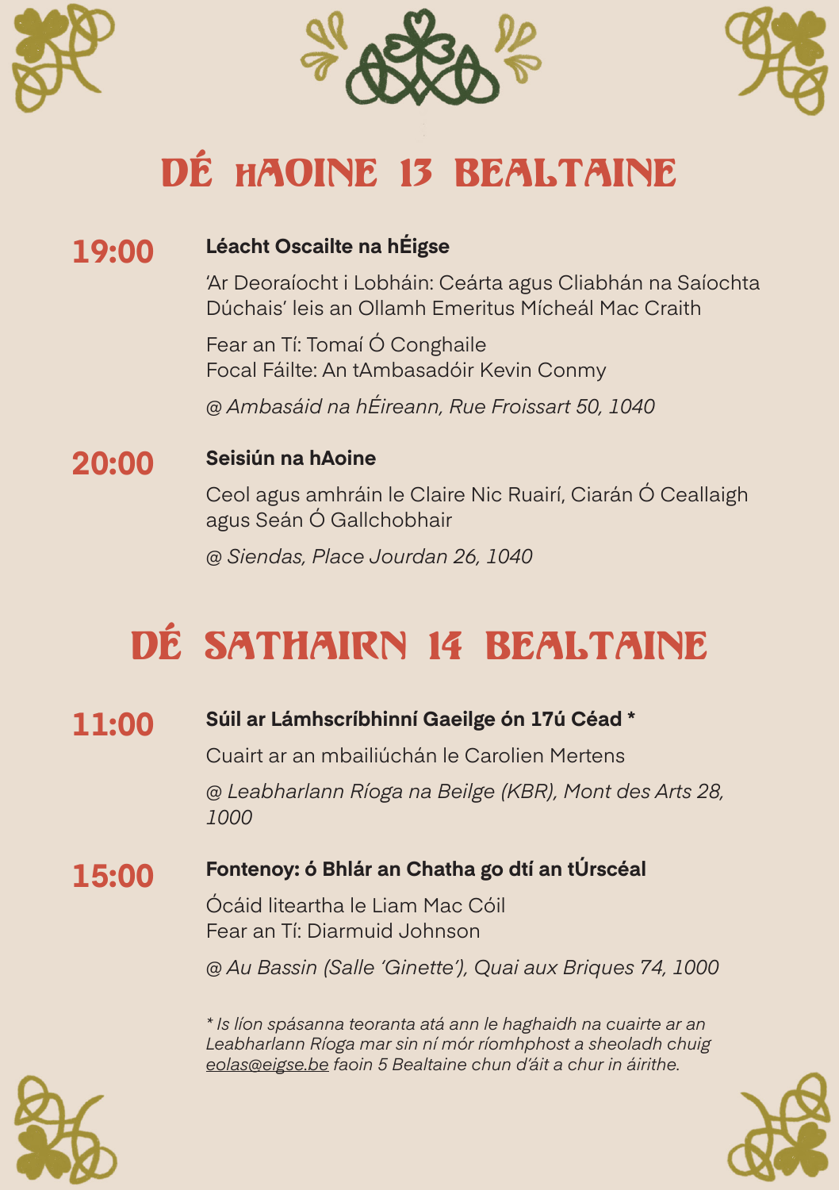# DÉ hAOINE 13 BEALTAINE

**19:00**

**Léacht Oscailte na hÉigse**

'Ar Deoraíocht i Lobháin: Ceárta agus Cliabhán na Saíochta Dúchais' leis an Ollamh Emeritus Mícheál Mac Craith

Fear an Tí: Tomaí Ó Conghaile
Focal Fáilte: An tAmbasadóir Kevin Conmy

*@ Ambasáid na hÉireann, Rue Froissart 50, 1040*

**20:00**

**Seisiún na hAoine**

Ceol agus amhráin le Claire Nic Ruairí, Ciarán Ó Ceallaigh agus Seán Ó Gallchobhair

*@ Siendas, Place Jourdan 26, 1040*

# DÉ SATHAIRN 14 BEALTAINE

**11:00**

**Súil ar Lámhscríbhinní Gaeilge ón 17ú Céad ***

Cuairt ar an mbailiúchán le Carolien Mertens

*@ Leabharlann Ríoga na Beilge (KBR), Mont des Arts 28, 1000*

**15:00**

**Fontenoy: ó Bhlár an Chatha go dtí an tÚrscéal**

Ócáid liteartha le Liam Mac Cóil
Fear an Tí: Diarmuid Johnson

*@ Au Bassin (Salle 'Ginette'), Quai aux Briques 74, 1000*

** Is líon spásanna teoranta atá ann le haghaidh na cuairte ar an Leabharlann Ríoga mar sin ní mór ríomhphost a sheoladh chuig eolas@eigse.be faoin 5 Bealtaine chun d'áit a chur in áirithe.*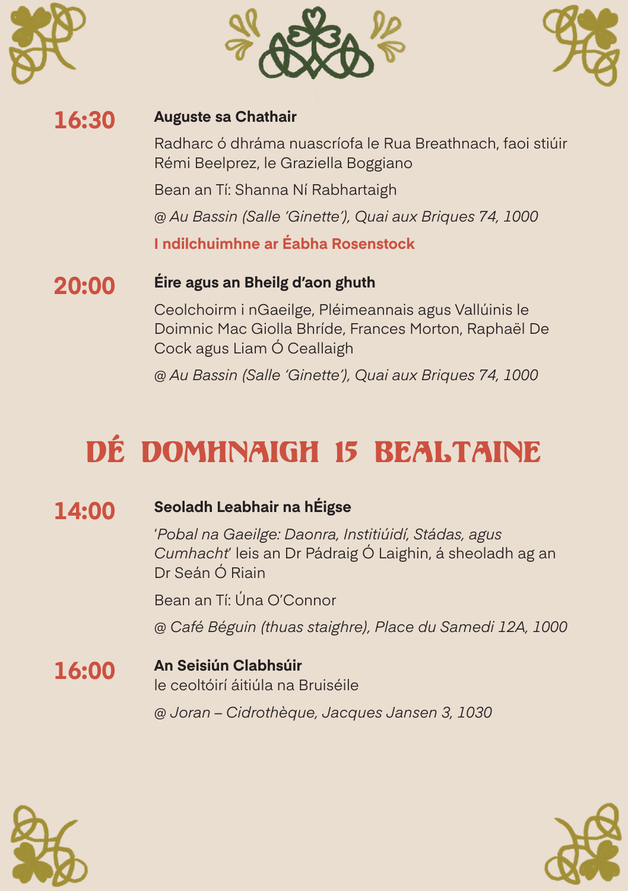**16:30** **Auguste sa Chathair**

Radharc ó dhráma nuascríofa le Rua Breathnach, faoi stiúir Rémi Beelprez, le Graziella Boggiano

Bean an Tí: Shanna Ní Rabhartaigh

*@ Au Bassin (Salle 'Ginette'), Quai aux Briques 74, 1000*

**I ndilchuimhne ar Éabha Rosenstock**

**20:00** **Éire agus an Bheilg d'aon ghuth**

Ceolchoirm i nGaeilge, Pléimeannais agus Vallúinis le Doimnic Mac Giolla Bhríde, Frances Morton, Raphaël De Cock agus Liam Ó Ceallaigh

*@ Au Bassin (Salle 'Ginette'), Quai aux Briques 74, 1000*

# DÉ DOMHNAIGH 15 BEALTAINE

**14:00** **Seoladh Leabhair na hÉigse**

'*Pobal na Gaeilge: Daonra, Institiúidí, Stádas, agus Cumhacht*' leis an Dr Pádraig Ó Laighin, á sheoladh ag an Dr Seán Ó Riain

Bean an Tí: Úna O'Connor

*@ Café Béguin (thuas staighre), Place du Samedi 12A, 1000*

**16:00** **An Seisiún Clabhsúir**
le ceoltóirí áitiúla na Bruiséile

*@ Joran – Cidrothèque, Jacques Jansen 3, 1030*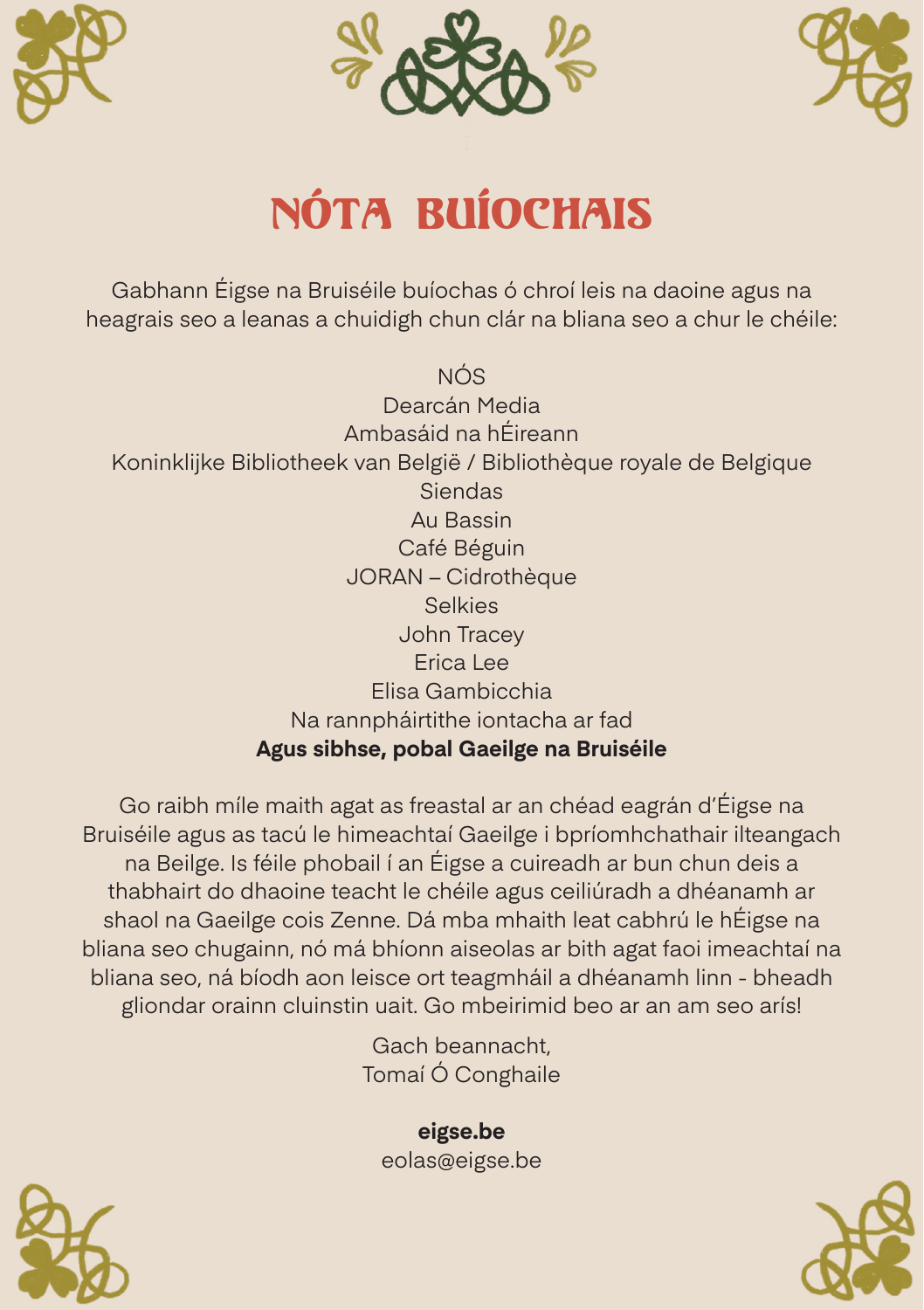# NÓTA BUÍOCHAIS

Gabhann Éigse na Bruiséile buíochas ó chroí leis na daoine agus na heagrais seo a leanas a chuidigh chun clár na bliana seo a chur le chéile:

NÓS
Dearcán Media
Ambasáid na hÉireann
Koninklijke Bibliotheek van België / Bibliothèque royale de Belgique
Siendas
Au Bassin
Café Béguin
JORAN – Cidrothèque
Selkies
John Tracey
Erica Lee
Elisa Gambicchia
Na rannpháirtithe iontacha ar fad
**Agus sibhse, pobal Gaeilge na Bruiséile**

Go raibh míle maith agat as freastal ar an chéad eagrán d'Éigse na Bruiséile agus as tacú le himeachtaí Gaeilge i bpríomhchathair ilteangach na Beilge. Is féile phobail í an Éigse a cuireadh ar bun chun deis a thabhairt do dhaoine teacht le chéile agus ceiliúradh a dhéanamh ar shaol na Gaeilge cois Zenne. Dá mba mhaith leat cabhrú le hÉigse na bliana seo chugainn, nó má bhíonn aiseolas ar bith agat faoi imeachtaí na bliana seo, ná bíodh aon leisce ort teagmháil a dhéanamh linn - bheadh gliondar orainn cluinstin uait. Go mbeirimid beo ar an am seo arís!

Gach beannacht,
Tomaí Ó Conghaile

**eigse.be**
eolas@eigse.be